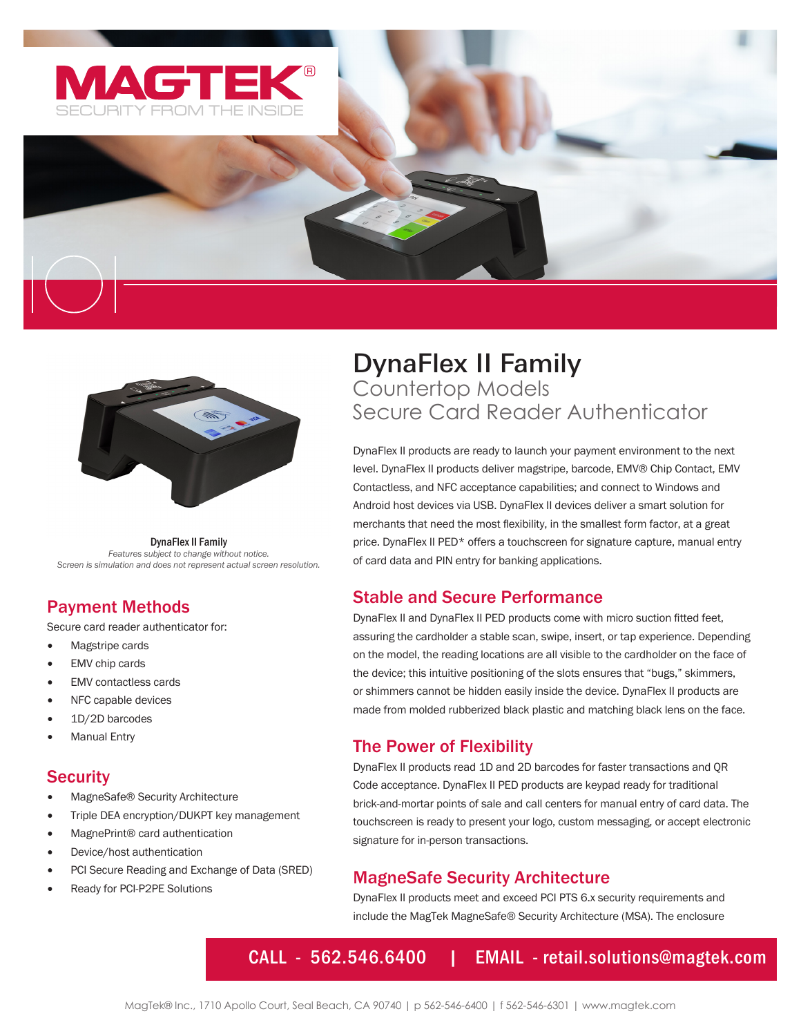MAGTEK®
SECURITY FROM THE INSIDE

DynaFlex II Family
*Features subject to change without notice.*
*Screen is simulation and does not represent actual screen resolution.*

# DynaFlex II Family

## Countertop Models
## Secure Card Reader Authenticator

DynaFlex II products are ready to launch your payment environment to the next level. DynaFlex II products deliver magstripe, barcode, EMV® Chip Contact, EMV Contactless, and NFC acceptance capabilities; and connect to Windows and Android host devices via USB. DynaFlex II devices deliver a smart solution for merchants that need the most flexibility, in the smallest form factor, at a great price. DynaFlex II PED* offers a touchscreen for signature capture, manual entry of card data and PIN entry for banking applications.

## Payment Methods

Secure card reader authenticator for:

- Magstripe cards
- EMV chip cards
- EMV contactless cards
- NFC capable devices
- 1D/2D barcodes
- Manual Entry

## Security

- MagneSafe® Security Architecture
- Triple DEA encryption/DUKPT key management
- MagnePrint® card authentication
- Device/host authentication
- PCI Secure Reading and Exchange of Data (SRED)
- Ready for PCI-P2PE Solutions

## Stable and Secure Performance

DynaFlex II and DynaFlex II PED products come with micro suction fitted feet, assuring the cardholder a stable scan, swipe, insert, or tap experience. Depending on the model, the reading locations are all visible to the cardholder on the face of the device; this intuitive positioning of the slots ensures that "bugs," skimmers, or shimmers cannot be hidden easily inside the device. DynaFlex II products are made from molded rubberized black plastic and matching black lens on the face.

## The Power of Flexibility

DynaFlex II products read 1D and 2D barcodes for faster transactions and QR Code acceptance. DynaFlex II PED products are keypad ready for traditional brick-and-mortar points of sale and call centers for manual entry of card data. The touchscreen is ready to present your logo, custom messaging, or accept electronic signature for in-person transactions.

## MagneSafe Security Architecture

DynaFlex II products meet and exceed PCI PTS 6.x security requirements and include the MagTek MagneSafe® Security Architecture (MSA). The enclosure

CALL - 562.546.6400 | EMAIL - retail.solutions@magtek.com

MagTek® Inc., 1710 Apollo Court, Seal Beach, CA 90740 | p 562-546-6400 | f 562-546-6301 | www.magtek.com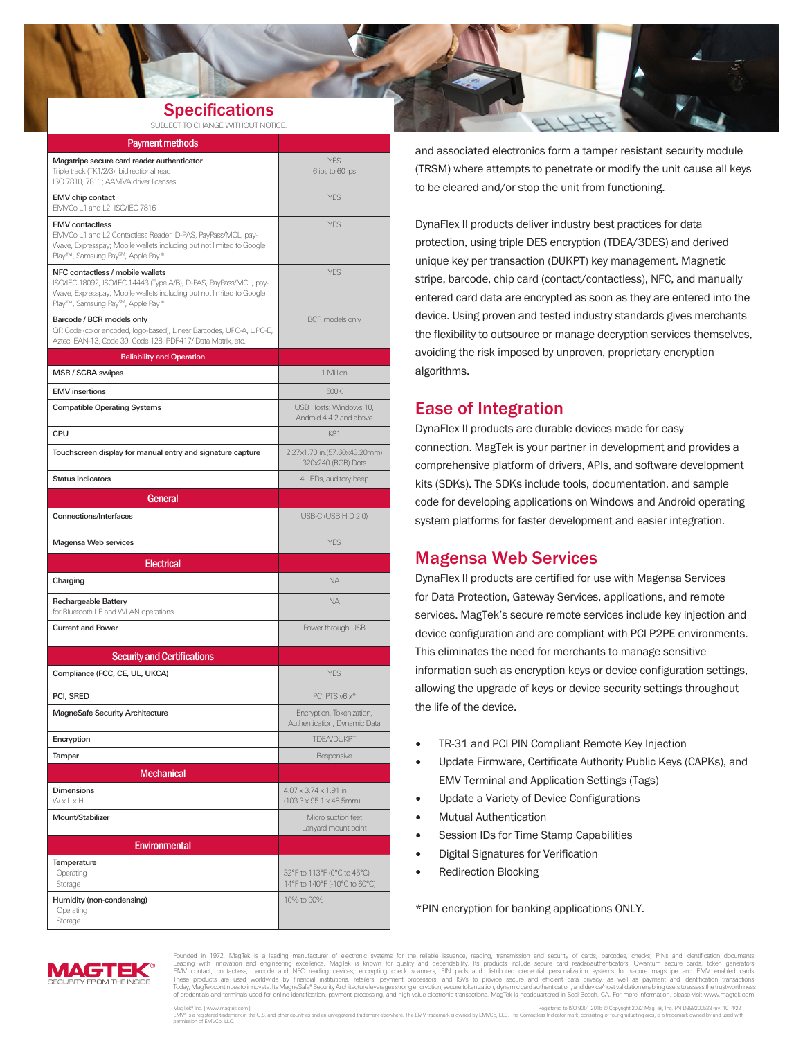## Specifications

SUBJECT TO CHANGE WITHOUT NOTICE.

| Payment methods | |
|---|---|
| **Magstripe secure card reader authenticator**<br>Triple track (TK1/2/3); bidirectional read<br>ISO 7810, 7811; AAMVA driver licenses | YES<br>6 ips to 60 ips |
| **EMV chip contact**<br>EMVCo L1 and L2 ISO/IEC 7816 | YES |
| **EMV contactless**<br>EMVCo L1 and L2 Contactless Reader; D-PAS, PayPass/MCL, payWave, Expresspay; Mobile wallets including but not limited to Google Play™, Samsung Pay℠, Apple Pay ® | YES |
| **NFC contactless / mobile wallets**<br>ISO/IEC 18092, ISO/IEC 14443 (Type A/B); D-PAS, PayPass/MCL, payWave, Expresspay; Mobile wallets including but not limited to Google Play™, Samsung Pay℠, Apple Pay ® | YES |
| **Barcode / BCR models only**<br>QR Code (color encoded, logo-based), Linear Barcodes, UPC-A, UPC-E, Aztec, EAN-13, Code 39, Code 128, PDF417/ Data Matrix, etc. | BCR models only |
| **Reliability and Operation** | |
| MSR / SCRA swipes | 1 Million |
| EMV insertions | 500K |
| Compatible Operating Systems | USB Hosts: Windows 10, Android 4.4.2 and above |
| CPU | K81 |
| Touchscreen display for manual entry and signature capture | 2.27x1.70 in.(57.60x43.20mm) 320x240 (RGB) Dots |
| Status indicators | 4 LEDs, auditory beep |
| **General** | |
| Connections/Interfaces | USB-C (USB HID 2.0) |
| Magensa Web services | YES |
| **Electrical** | |
| Charging | NA |
| Rechargeable Battery<br>for Bluetooth LE and WLAN operations | NA |
| Current and Power | Power through USB |
| **Security and Certifications** | |
| Compliance (FCC, CE, UL, UKCA) | YES |
| PCI, SRED | PCI PTS v6.x* |
| MagneSafe Security Architecture | Encryption, Tokenization, Authentication, Dynamic Data |
| Encryption | TDEA/DUKPT |
| Tamper | Responsive |
| **Mechanical** | |
| Dimensions<br>W x L x H | 4.07 x 3.74 x 1.91 in<br>(103.3 x 95.1 x 48.5mm) |
| Mount/Stabilizer | Micro suction feet<br>Lanyard mount point |
| **Environmental** | |
| Temperature<br>Operating<br>Storage | 32°F to 113°F (0°C to 45°C)<br>14°F to 140°F (-10°C to 60°C) |
| Humidity (non-condensing)<br>Operating<br>Storage | 10% to 90% |

and associated electronics form a tamper resistant security module (TRSM) where attempts to penetrate or modify the unit cause all keys to be cleared and/or stop the unit from functioning.

DynaFlex II products deliver industry best practices for data protection, using triple DES encryption (TDEA/3DES) and derived unique key per transaction (DUKPT) key management. Magnetic stripe, barcode, chip card (contact/contactless), NFC, and manually entered card data are encrypted as soon as they are entered into the device. Using proven and tested industry standards gives merchants the flexibility to outsource or manage decryption services themselves, avoiding the risk imposed by unproven, proprietary encryption algorithms.

## Ease of Integration

DynaFlex II products are durable devices made for easy connection. MagTek is your partner in development and provides a comprehensive platform of drivers, APIs, and software development kits (SDKs). The SDKs include tools, documentation, and sample code for developing applications on Windows and Android operating system platforms for faster development and easier integration.

## Magensa Web Services

DynaFlex II products are certified for use with Magensa Services for Data Protection, Gateway Services, applications, and remote services. MagTek's secure remote services include key injection and device configuration and are compliant with PCI P2PE environments. This eliminates the need for merchants to manage sensitive information such as encryption keys or device configuration settings, allowing the upgrade of keys or device security settings throughout the life of the device.

- TR-31 and PCI PIN Compliant Remote Key Injection
- Update Firmware, Certificate Authority Public Keys (CAPKs), and EMV Terminal and Application Settings (Tags)
- Update a Variety of Device Configurations
- Mutual Authentication
- Session IDs for Time Stamp Capabilities
- Digital Signatures for Verification
- Redirection Blocking

*PIN encryption for banking applications ONLY.

MAGTEK® SECURITY FROM THE INSIDE

Founded in 1972, MagTek is a leading manufacturer of electronic systems for the reliable issuance, reading, transmission and security of cards, barcodes, checks, PINs and identification documents. Leading with innovation and engineering excellence, MagTek is known for quality and dependability. Its products include secure card reader/authenticators, Qwantum secure cards, token generators, EMV contact, contactless, barcode and NFC reading devices, encrypting check scanners, PIN pads and distributed credential personalization systems for secure magstripe and EMV enabled cards. These products are used worldwide by financial institutions, retailers, payment processors, and ISVs to provide secure and efficient data privacy, as well as payment and identification transactions. Today, MagTek continues to innovate. Its MagneSafe® Security Architecture leverages strong encryption, secure tokenization, dynamic card authentication, and device/host validation enabling users to assess the trustworthiness of credentials and terminals used for online identification, payment processing, and high-value electronic transactions. MagTek is headquartered in Seal Beach, CA. For more information, please visit www.magtek.com.

MagTek® Inc. | www.magtek.com | Registered to ISO 9001:2015 © Copyright 2022 MagTek, Inc. PN D998200533 rev. 10 4/22

EMV® is a registered trademark in the U.S. and other countries and an unregistered trademark elsewhere. The EMV trademark is owned by EMVCo, LLC. The Contactless Indicator mark, consisting of four graduating arcs, is a trademark owned by and used with permission of EMVCo, LLC.